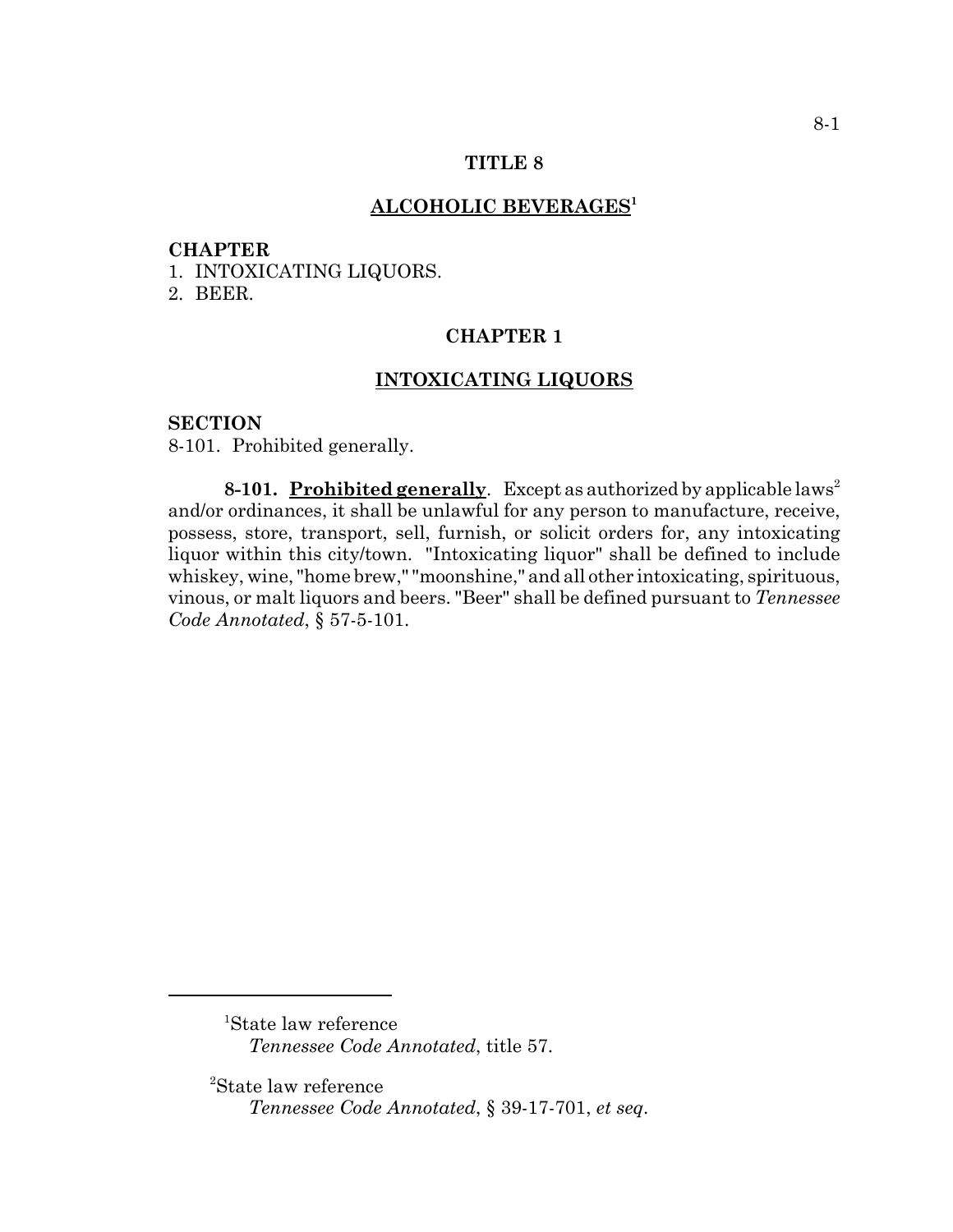# TITLE 8

## ALCOHOLIC BEVERAGES[1]

**CHAPTER**

1. INTOXICATING LIQUORS.
2. BEER.

## CHAPTER 1

## INTOXICATING LIQUORS

**SECTION**

8-101. Prohibited generally.

**8-101. Prohibited generally**. Except as authorized by applicable laws[2] and/or ordinances, it shall be unlawful for any person to manufacture, receive, possess, store, transport, sell, furnish, or solicit orders for, any intoxicating liquor within this city/town. "Intoxicating liquor" shall be defined to include whiskey, wine, "home brew," "moonshine," and all other intoxicating, spirituous, vinous, or malt liquors and beers. "Beer" shall be defined pursuant to *Tennessee Code Annotated*, § 57-5-101.

---

[1]State law reference
*Tennessee Code Annotated*, title 57.

[2]State law reference
*Tennessee Code Annotated*, § 39-17-701, *et seq*.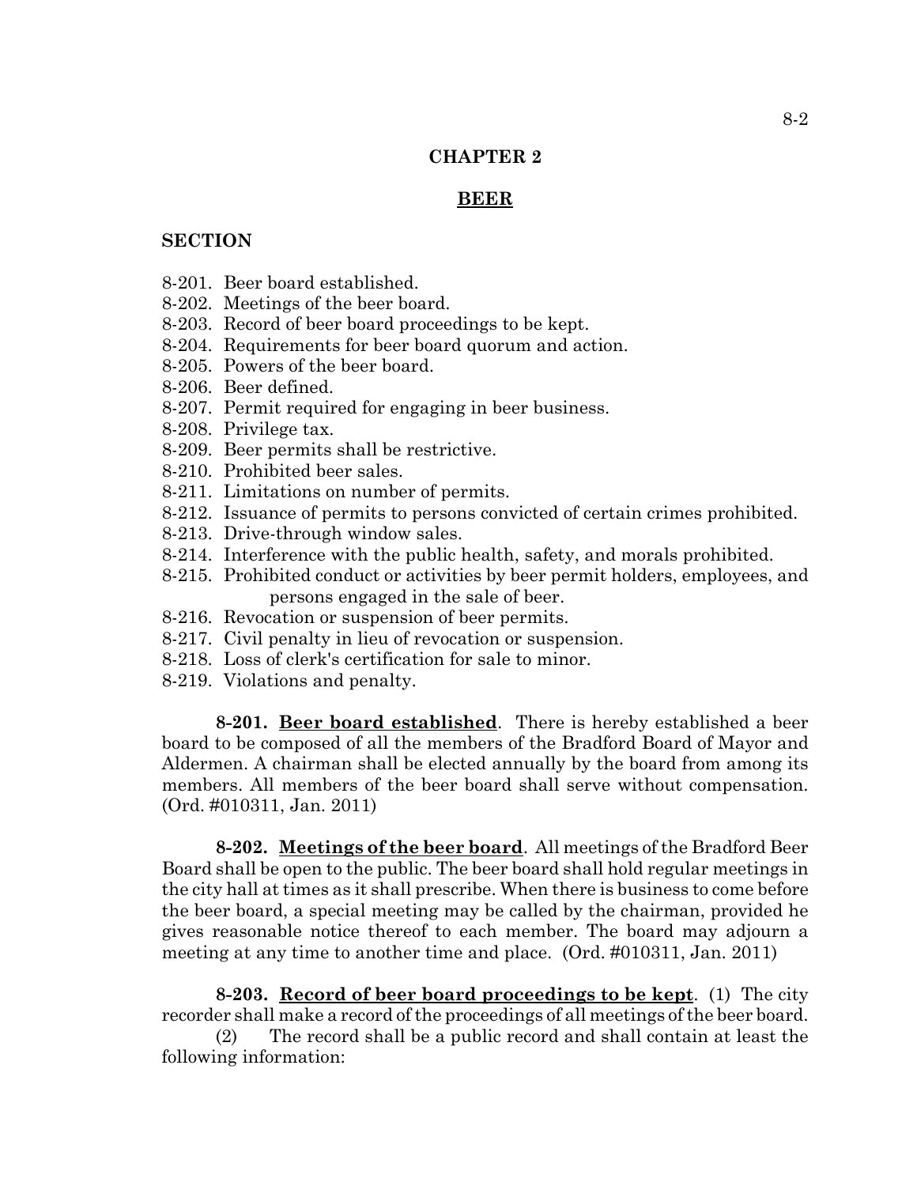# CHAPTER 2

## BEER

**SECTION**

8-201. Beer board established.
8-202. Meetings of the beer board.
8-203. Record of beer board proceedings to be kept.
8-204. Requirements for beer board quorum and action.
8-205. Powers of the beer board.
8-206. Beer defined.
8-207. Permit required for engaging in beer business.
8-208. Privilege tax.
8-209. Beer permits shall be restrictive.
8-210. Prohibited beer sales.
8-211. Limitations on number of permits.
8-212. Issuance of permits to persons convicted of certain crimes prohibited.
8-213. Drive-through window sales.
8-214. Interference with the public health, safety, and morals prohibited.
8-215. Prohibited conduct or activities by beer permit holders, employees, and persons engaged in the sale of beer.
8-216. Revocation or suspension of beer permits.
8-217. Civil penalty in lieu of revocation or suspension.
8-218. Loss of clerk's certification for sale to minor.
8-219. Violations and penalty.

**8-201. Beer board established**. There is hereby established a beer board to be composed of all the members of the Bradford Board of Mayor and Aldermen. A chairman shall be elected annually by the board from among its members. All members of the beer board shall serve without compensation. (Ord. #010311, Jan. 2011)

**8-202. Meetings of the beer board**. All meetings of the Bradford Beer Board shall be open to the public. The beer board shall hold regular meetings in the city hall at times as it shall prescribe. When there is business to come before the beer board, a special meeting may be called by the chairman, provided he gives reasonable notice thereof to each member. The board may adjourn a meeting at any time to another time and place. (Ord. #010311, Jan. 2011)

**8-203. Record of beer board proceedings to be kept**. (1) The city recorder shall make a record of the proceedings of all meetings of the beer board.

(2) The record shall be a public record and shall contain at least the following information: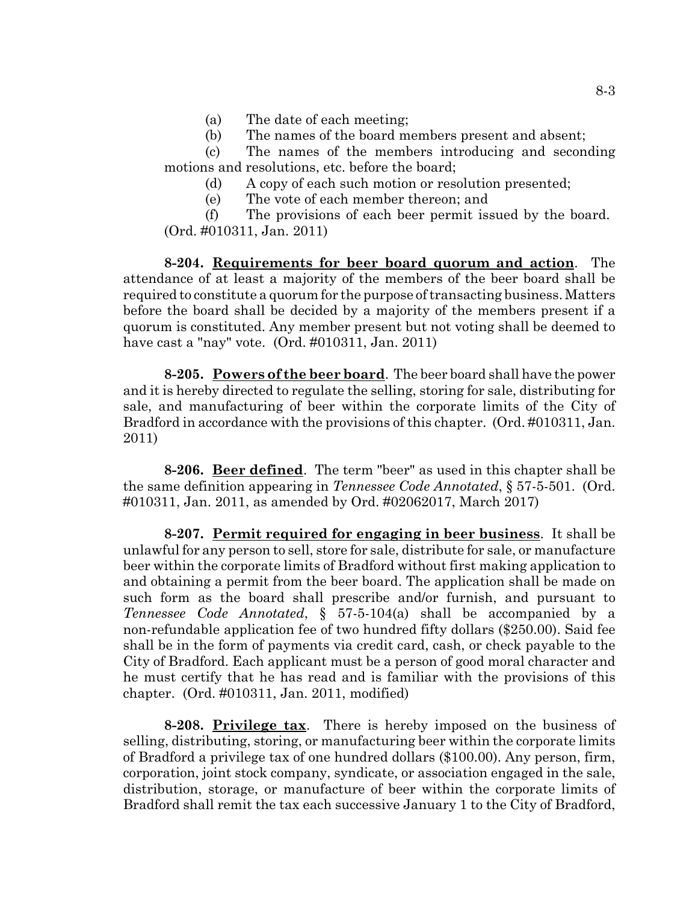(a) The date of each meeting;

(b) The names of the board members present and absent;

(c) The names of the members introducing and seconding motions and resolutions, etc. before the board;

(d) A copy of each such motion or resolution presented;

(e) The vote of each member thereon; and

(f) The provisions of each beer permit issued by the board. (Ord. #010311, Jan. 2011)

**8-204. Requirements for beer board quorum and action**. The attendance of at least a majority of the members of the beer board shall be required to constitute a quorum for the purpose of transacting business. Matters before the board shall be decided by a majority of the members present if a quorum is constituted. Any member present but not voting shall be deemed to have cast a "nay" vote. (Ord. #010311, Jan. 2011)

**8-205. Powers of the beer board**. The beer board shall have the power and it is hereby directed to regulate the selling, storing for sale, distributing for sale, and manufacturing of beer within the corporate limits of the City of Bradford in accordance with the provisions of this chapter. (Ord. #010311, Jan. 2011)

**8-206. Beer defined**. The term "beer" as used in this chapter shall be the same definition appearing in *Tennessee Code Annotated*, § 57-5-501. (Ord. #010311, Jan. 2011, as amended by Ord. #02062017, March 2017)

**8-207. Permit required for engaging in beer business**. It shall be unlawful for any person to sell, store for sale, distribute for sale, or manufacture beer within the corporate limits of Bradford without first making application to and obtaining a permit from the beer board. The application shall be made on such form as the board shall prescribe and/or furnish, and pursuant to *Tennessee Code Annotated*, § 57-5-104(a) shall be accompanied by a non-refundable application fee of two hundred fifty dollars ($250.00). Said fee shall be in the form of payments via credit card, cash, or check payable to the City of Bradford. Each applicant must be a person of good moral character and he must certify that he has read and is familiar with the provisions of this chapter. (Ord. #010311, Jan. 2011, modified)

**8-208. Privilege tax**. There is hereby imposed on the business of selling, distributing, storing, or manufacturing beer within the corporate limits of Bradford a privilege tax of one hundred dollars ($100.00). Any person, firm, corporation, joint stock company, syndicate, or association engaged in the sale, distribution, storage, or manufacture of beer within the corporate limits of Bradford shall remit the tax each successive January 1 to the City of Bradford,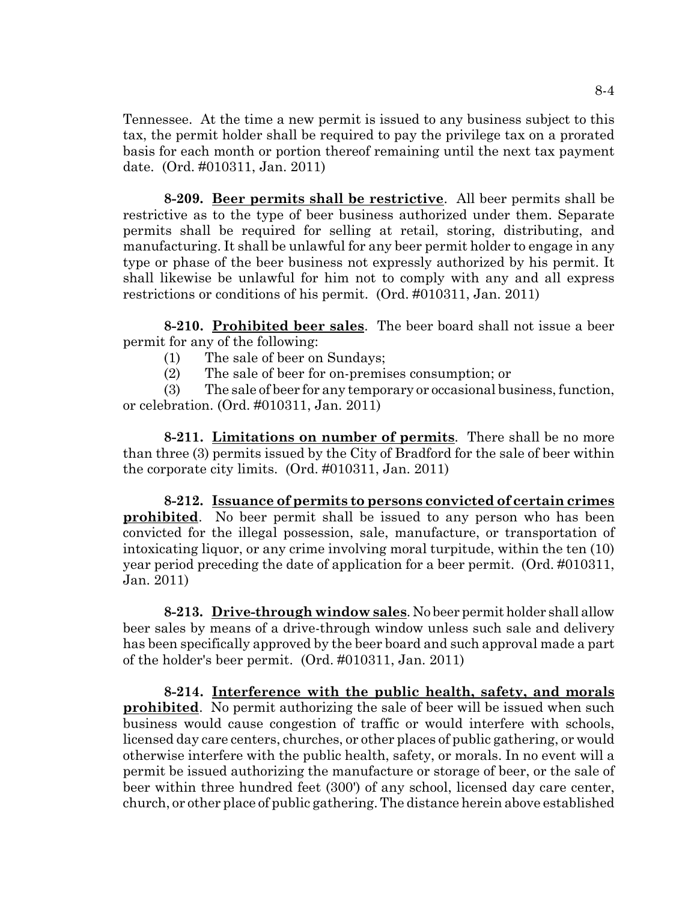Tennessee. At the time a new permit is issued to any business subject to this tax, the permit holder shall be required to pay the privilege tax on a prorated basis for each month or portion thereof remaining until the next tax payment date. (Ord. #010311, Jan. 2011)

**8-209. Beer permits shall be restrictive**. All beer permits shall be restrictive as to the type of beer business authorized under them. Separate permits shall be required for selling at retail, storing, distributing, and manufacturing. It shall be unlawful for any beer permit holder to engage in any type or phase of the beer business not expressly authorized by his permit. It shall likewise be unlawful for him not to comply with any and all express restrictions or conditions of his permit. (Ord. #010311, Jan. 2011)

**8-210. Prohibited beer sales**. The beer board shall not issue a beer permit for any of the following:

(1) The sale of beer on Sundays;

(2) The sale of beer for on-premises consumption; or

(3) The sale of beer for any temporary or occasional business, function, or celebration. (Ord. #010311, Jan. 2011)

**8-211. Limitations on number of permits**. There shall be no more than three (3) permits issued by the City of Bradford for the sale of beer within the corporate city limits. (Ord. #010311, Jan. 2011)

**8-212. Issuance of permits to persons convicted of certain crimes prohibited**. No beer permit shall be issued to any person who has been convicted for the illegal possession, sale, manufacture, or transportation of intoxicating liquor, or any crime involving moral turpitude, within the ten (10) year period preceding the date of application for a beer permit. (Ord. #010311, Jan. 2011)

**8-213. Drive-through window sales**. No beer permit holder shall allow beer sales by means of a drive-through window unless such sale and delivery has been specifically approved by the beer board and such approval made a part of the holder's beer permit. (Ord. #010311, Jan. 2011)

**8-214. Interference with the public health, safety, and morals prohibited**. No permit authorizing the sale of beer will be issued when such business would cause congestion of traffic or would interfere with schools, licensed day care centers, churches, or other places of public gathering, or would otherwise interfere with the public health, safety, or morals. In no event will a permit be issued authorizing the manufacture or storage of beer, or the sale of beer within three hundred feet (300') of any school, licensed day care center, church, or other place of public gathering. The distance herein above established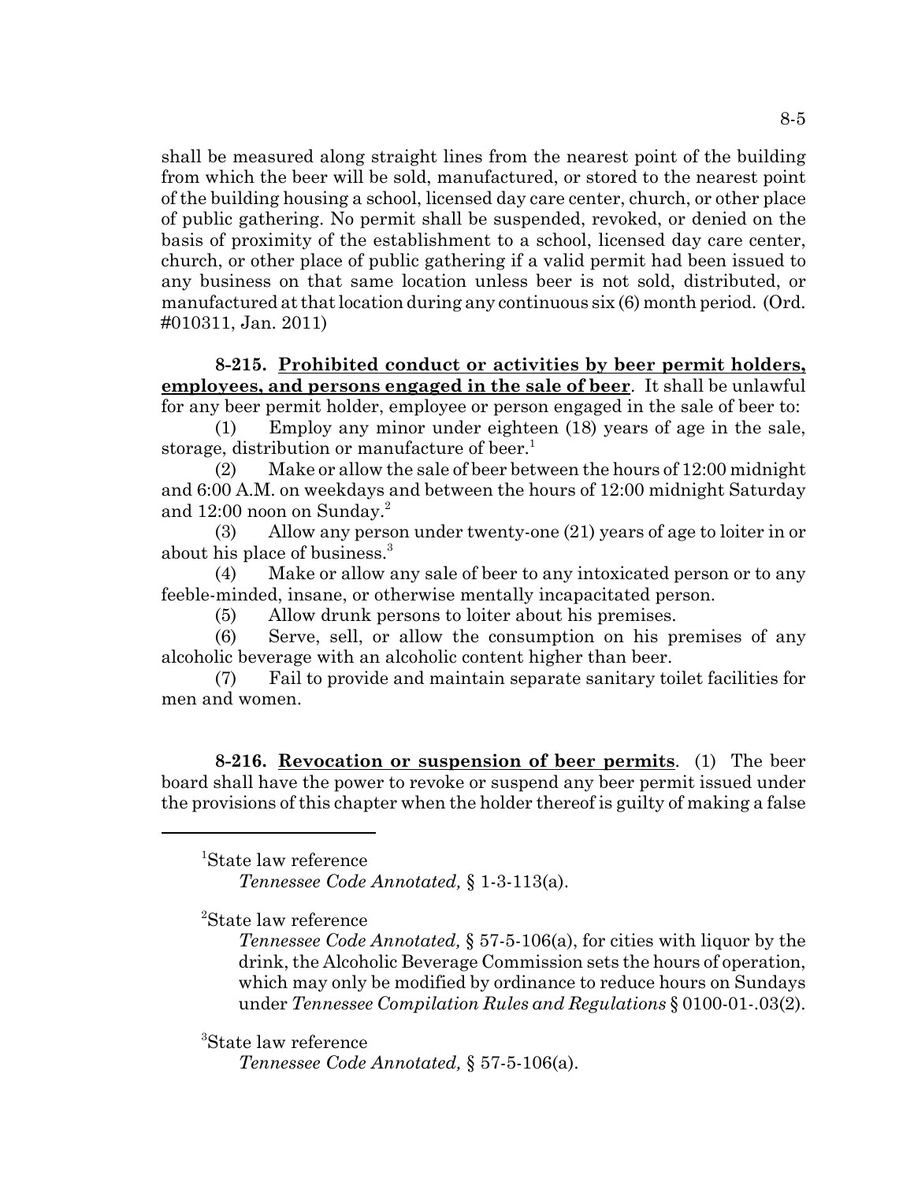shall be measured along straight lines from the nearest point of the building from which the beer will be sold, manufactured, or stored to the nearest point of the building housing a school, licensed day care center, church, or other place of public gathering. No permit shall be suspended, revoked, or denied on the basis of proximity of the establishment to a school, licensed day care center, church, or other place of public gathering if a valid permit had been issued to any business on that same location unless beer is not sold, distributed, or manufactured at that location during any continuous six (6) month period. (Ord. #010311, Jan. 2011)

**8-215. Prohibited conduct or activities by beer permit holders, employees, and persons engaged in the sale of beer**. It shall be unlawful for any beer permit holder, employee or person engaged in the sale of beer to:

(1) Employ any minor under eighteen (18) years of age in the sale, storage, distribution or manufacture of beer.[1]

(2) Make or allow the sale of beer between the hours of 12:00 midnight and 6:00 A.M. on weekdays and between the hours of 12:00 midnight Saturday and 12:00 noon on Sunday.[2]

(3) Allow any person under twenty-one (21) years of age to loiter in or about his place of business.[3]

(4) Make or allow any sale of beer to any intoxicated person or to any feeble-minded, insane, or otherwise mentally incapacitated person.

(5) Allow drunk persons to loiter about his premises.

(6) Serve, sell, or allow the consumption on his premises of any alcoholic beverage with an alcoholic content higher than beer.

(7) Fail to provide and maintain separate sanitary toilet facilities for men and women.

**8-216. Revocation or suspension of beer permits**. (1) The beer board shall have the power to revoke or suspend any beer permit issued under the provisions of this chapter when the holder thereof is guilty of making a false

---

[1]State law reference
*Tennessee Code Annotated,* § 1-3-113(a).

[2]State law reference
*Tennessee Code Annotated,* § 57-5-106(a), for cities with liquor by the drink, the Alcoholic Beverage Commission sets the hours of operation, which may only be modified by ordinance to reduce hours on Sundays under *Tennessee Compilation Rules and Regulations* § 0100-01-.03(2).

[3]State law reference
*Tennessee Code Annotated,* § 57-5-106(a).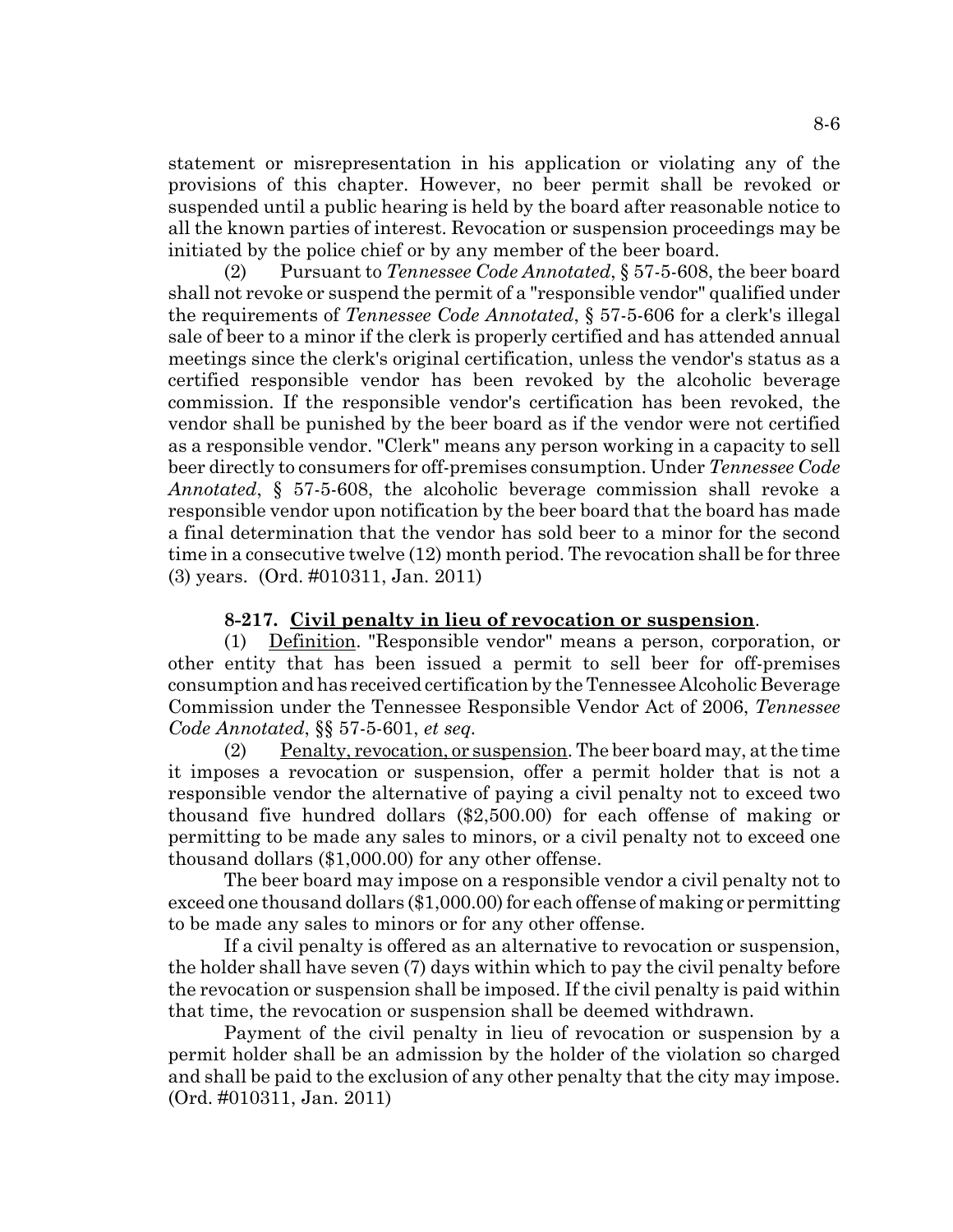statement or misrepresentation in his application or violating any of the provisions of this chapter. However, no beer permit shall be revoked or suspended until a public hearing is held by the board after reasonable notice to all the known parties of interest. Revocation or suspension proceedings may be initiated by the police chief or by any member of the beer board.

(2) Pursuant to *Tennessee Code Annotated*, § 57-5-608, the beer board shall not revoke or suspend the permit of a "responsible vendor" qualified under the requirements of *Tennessee Code Annotated*, § 57-5-606 for a clerk's illegal sale of beer to a minor if the clerk is properly certified and has attended annual meetings since the clerk's original certification, unless the vendor's status as a certified responsible vendor has been revoked by the alcoholic beverage commission. If the responsible vendor's certification has been revoked, the vendor shall be punished by the beer board as if the vendor were not certified as a responsible vendor. "Clerk" means any person working in a capacity to sell beer directly to consumers for off-premises consumption. Under *Tennessee Code Annotated*, § 57-5-608, the alcoholic beverage commission shall revoke a responsible vendor upon notification by the beer board that the board has made a final determination that the vendor has sold beer to a minor for the second time in a consecutive twelve (12) month period. The revocation shall be for three (3) years. (Ord. #010311, Jan. 2011)

**8-217. Civil penalty in lieu of revocation or suspension**.

(1) Definition. "Responsible vendor" means a person, corporation, or other entity that has been issued a permit to sell beer for off-premises consumption and has received certification by the Tennessee Alcoholic Beverage Commission under the Tennessee Responsible Vendor Act of 2006, *Tennessee Code Annotated*, §§ 57-5-601, *et seq.*

(2) Penalty, revocation, or suspension. The beer board may, at the time it imposes a revocation or suspension, offer a permit holder that is not a responsible vendor the alternative of paying a civil penalty not to exceed two thousand five hundred dollars ($2,500.00) for each offense of making or permitting to be made any sales to minors, or a civil penalty not to exceed one thousand dollars ($1,000.00) for any other offense.

The beer board may impose on a responsible vendor a civil penalty not to exceed one thousand dollars ($1,000.00) for each offense of making or permitting to be made any sales to minors or for any other offense.

If a civil penalty is offered as an alternative to revocation or suspension, the holder shall have seven (7) days within which to pay the civil penalty before the revocation or suspension shall be imposed. If the civil penalty is paid within that time, the revocation or suspension shall be deemed withdrawn.

Payment of the civil penalty in lieu of revocation or suspension by a permit holder shall be an admission by the holder of the violation so charged and shall be paid to the exclusion of any other penalty that the city may impose. (Ord. #010311, Jan. 2011)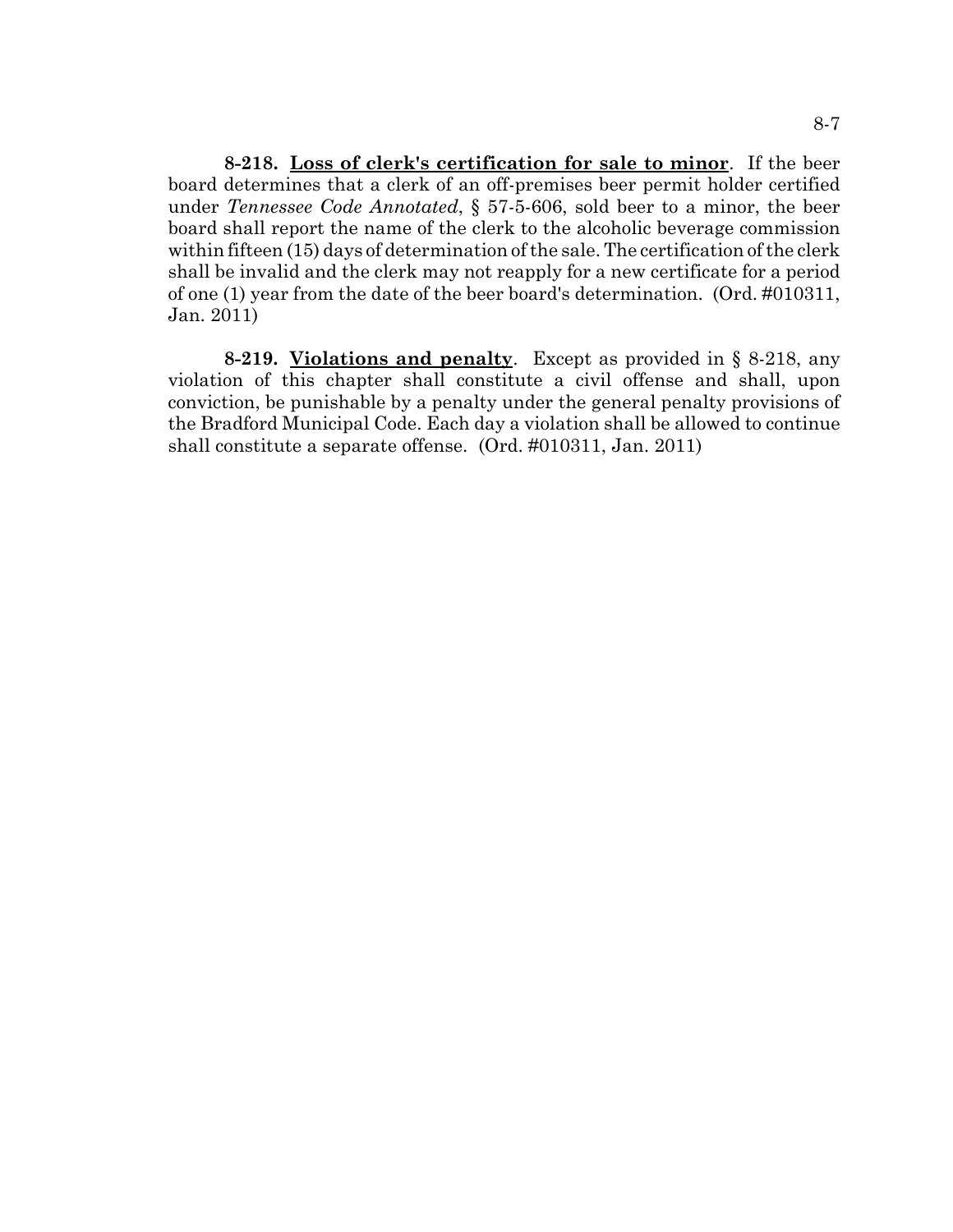**8-218. Loss of clerk's certification for sale to minor**. If the beer board determines that a clerk of an off-premises beer permit holder certified under *Tennessee Code Annotated*, § 57-5-606, sold beer to a minor, the beer board shall report the name of the clerk to the alcoholic beverage commission within fifteen (15) days of determination of the sale. The certification of the clerk shall be invalid and the clerk may not reapply for a new certificate for a period of one (1) year from the date of the beer board's determination. (Ord. #010311, Jan. 2011)

**8-219. Violations and penalty**. Except as provided in § 8-218, any violation of this chapter shall constitute a civil offense and shall, upon conviction, be punishable by a penalty under the general penalty provisions of the Bradford Municipal Code. Each day a violation shall be allowed to continue shall constitute a separate offense. (Ord. #010311, Jan. 2011)